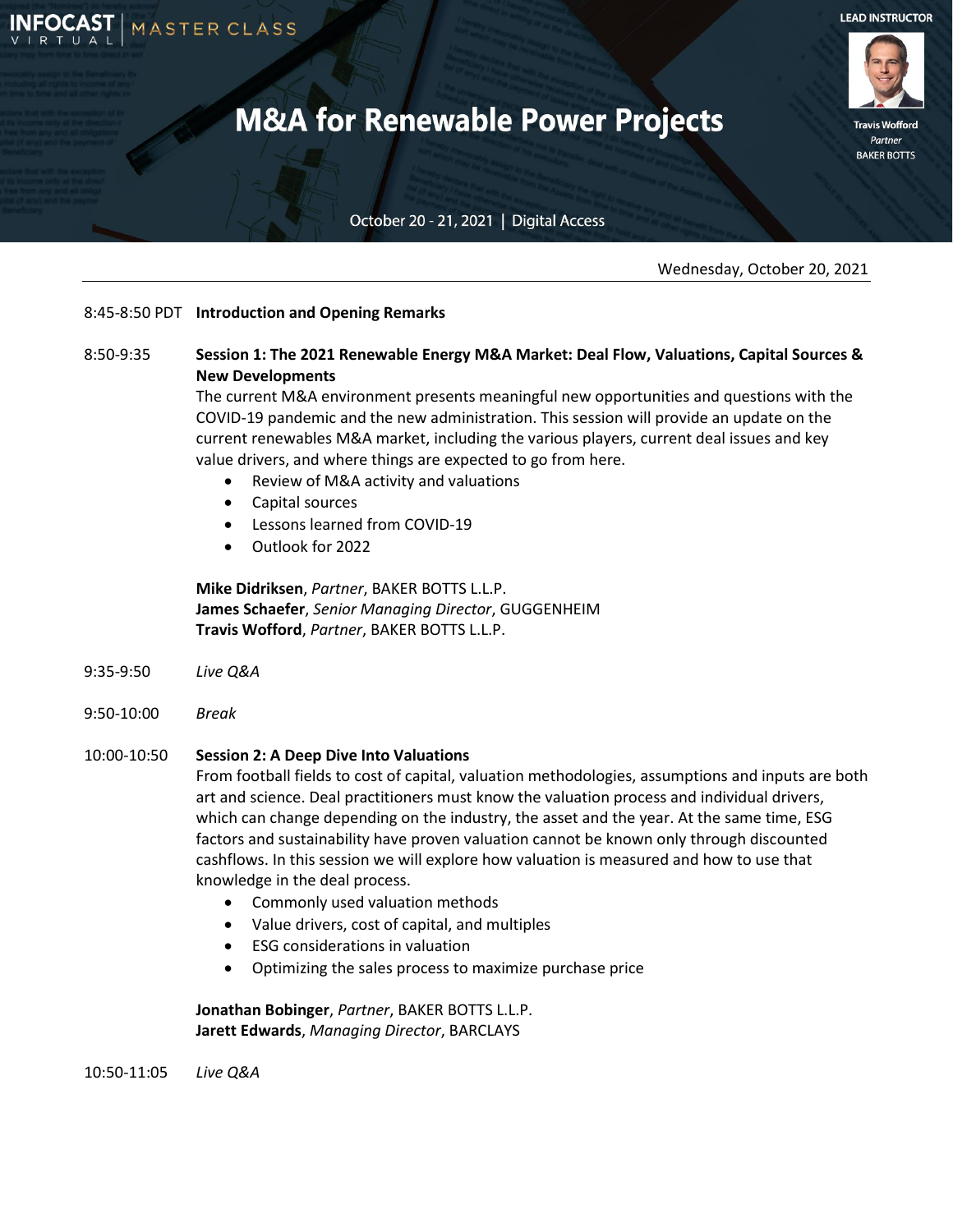INFOCAST VIRTUAL | MASTER CLASS

# M&A for Renewable Power Projects

October 20 - 21, 2021 | Digital Access

**LEAD INSTRUCTOR**

Travis Wofford
*Partner*
BAKER BOTTS

Wednesday, October 20, 2021

8:45-8:50 PDT **Introduction and Opening Remarks**

8:50-9:35 **Session 1: The 2021 Renewable Energy M&A Market: Deal Flow, Valuations, Capital Sources & New Developments**

The current M&A environment presents meaningful new opportunities and questions with the COVID-19 pandemic and the new administration. This session will provide an update on the current renewables M&A market, including the various players, current deal issues and key value drivers, and where things are expected to go from here.

- Review of M&A activity and valuations
- Capital sources
- Lessons learned from COVID-19
- Outlook for 2022

**Mike Didriksen**, *Partner*, BAKER BOTTS L.L.P.
**James Schaefer**, *Senior Managing Director*, GUGGENHEIM
**Travis Wofford**, *Partner*, BAKER BOTTS L.L.P.

9:35-9:50 *Live Q&A*

9:50-10:00 *Break*

10:00-10:50 **Session 2: A Deep Dive Into Valuations**

From football fields to cost of capital, valuation methodologies, assumptions and inputs are both art and science. Deal practitioners must know the valuation process and individual drivers, which can change depending on the industry, the asset and the year. At the same time, ESG factors and sustainability have proven valuation cannot be known only through discounted cashflows. In this session we will explore how valuation is measured and how to use that knowledge in the deal process.

- Commonly used valuation methods
- Value drivers, cost of capital, and multiples
- ESG considerations in valuation
- Optimizing the sales process to maximize purchase price

**Jonathan Bobinger**, *Partner*, BAKER BOTTS L.L.P.
**Jarett Edwards**, *Managing Director*, BARCLAYS

10:50-11:05 *Live Q&A*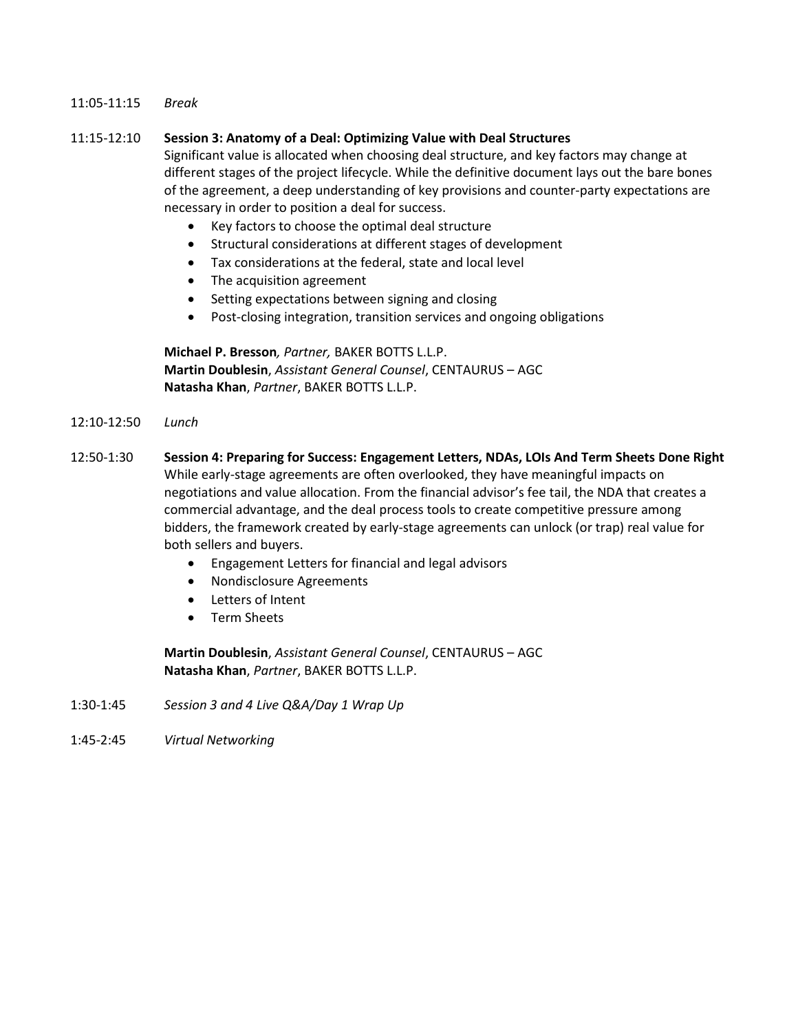11:05-11:15 *Break*

11:15-12:10 **Session 3: Anatomy of a Deal: Optimizing Value with Deal Structures**

Significant value is allocated when choosing deal structure, and key factors may change at different stages of the project lifecycle. While the definitive document lays out the bare bones of the agreement, a deep understanding of key provisions and counter-party expectations are necessary in order to position a deal for success.

- Key factors to choose the optimal deal structure
- Structural considerations at different stages of development
- Tax considerations at the federal, state and local level
- The acquisition agreement
- Setting expectations between signing and closing
- Post-closing integration, transition services and ongoing obligations

**Michael P. Bresson**, *Partner,* BAKER BOTTS L.L.P.
**Martin Doublesin**, *Assistant General Counsel*, CENTAURUS – AGC
**Natasha Khan**, *Partner*, BAKER BOTTS L.L.P.

12:10-12:50 *Lunch*

12:50-1:30 **Session 4: Preparing for Success: Engagement Letters, NDAs, LOIs And Term Sheets Done Right**

While early-stage agreements are often overlooked, they have meaningful impacts on negotiations and value allocation. From the financial advisor's fee tail, the NDA that creates a commercial advantage, and the deal process tools to create competitive pressure among bidders, the framework created by early-stage agreements can unlock (or trap) real value for both sellers and buyers.

- Engagement Letters for financial and legal advisors
- Nondisclosure Agreements
- Letters of Intent
- Term Sheets

**Martin Doublesin**, *Assistant General Counsel*, CENTAURUS – AGC
**Natasha Khan**, *Partner*, BAKER BOTTS L.L.P.

1:30-1:45 *Session 3 and 4 Live Q&A/Day 1 Wrap Up*

1:45-2:45 *Virtual Networking*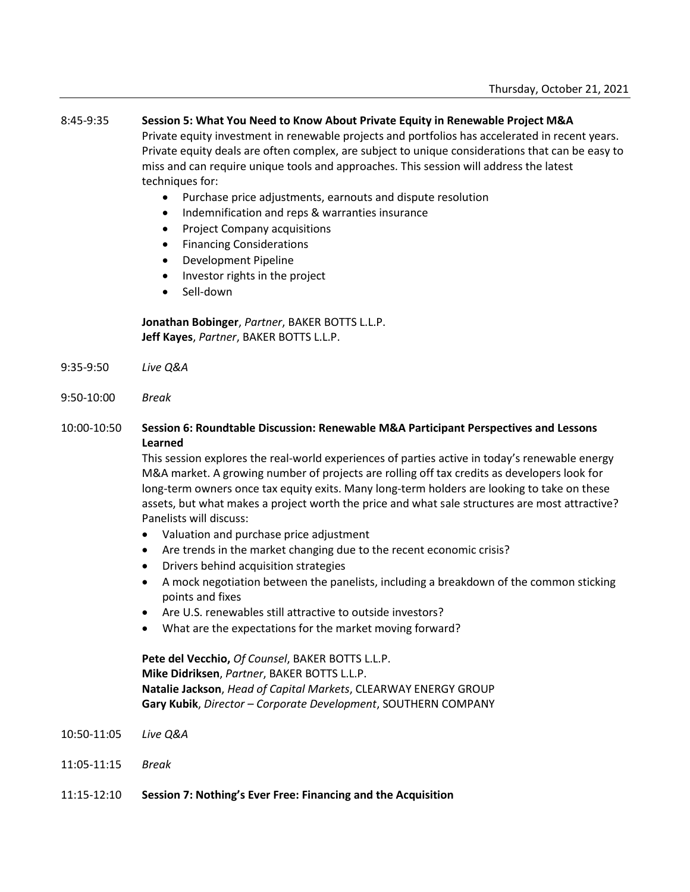Thursday, October 21, 2021

8:45-9:35 **Session 5: What You Need to Know About Private Equity in Renewable Project M&A**

Private equity investment in renewable projects and portfolios has accelerated in recent years. Private equity deals are often complex, are subject to unique considerations that can be easy to miss and can require unique tools and approaches. This session will address the latest techniques for:

- Purchase price adjustments, earnouts and dispute resolution
- Indemnification and reps & warranties insurance
- Project Company acquisitions
- Financing Considerations
- Development Pipeline
- Investor rights in the project
- Sell-down

**Jonathan Bobinger**, *Partner*, BAKER BOTTS L.L.P.
**Jeff Kayes**, *Partner*, BAKER BOTTS L.L.P.

9:35-9:50 *Live Q&A*

9:50-10:00 *Break*

10:00-10:50 **Session 6: Roundtable Discussion: Renewable M&A Participant Perspectives and Lessons Learned**

This session explores the real-world experiences of parties active in today's renewable energy M&A market. A growing number of projects are rolling off tax credits as developers look for long-term owners once tax equity exits. Many long-term holders are looking to take on these assets, but what makes a project worth the price and what sale structures are most attractive? Panelists will discuss:

- Valuation and purchase price adjustment
- Are trends in the market changing due to the recent economic crisis?
- Drivers behind acquisition strategies
- A mock negotiation between the panelists, including a breakdown of the common sticking points and fixes
- Are U.S. renewables still attractive to outside investors?
- What are the expectations for the market moving forward?

**Pete del Vecchio,** *Of Counsel*, BAKER BOTTS L.L.P.
**Mike Didriksen**, *Partner*, BAKER BOTTS L.L.P.
**Natalie Jackson**, *Head of Capital Markets*, CLEARWAY ENERGY GROUP
**Gary Kubik**, *Director – Corporate Development*, SOUTHERN COMPANY

10:50-11:05 *Live Q&A*

11:05-11:15 *Break*

11:15-12:10 **Session 7: Nothing's Ever Free: Financing and the Acquisition**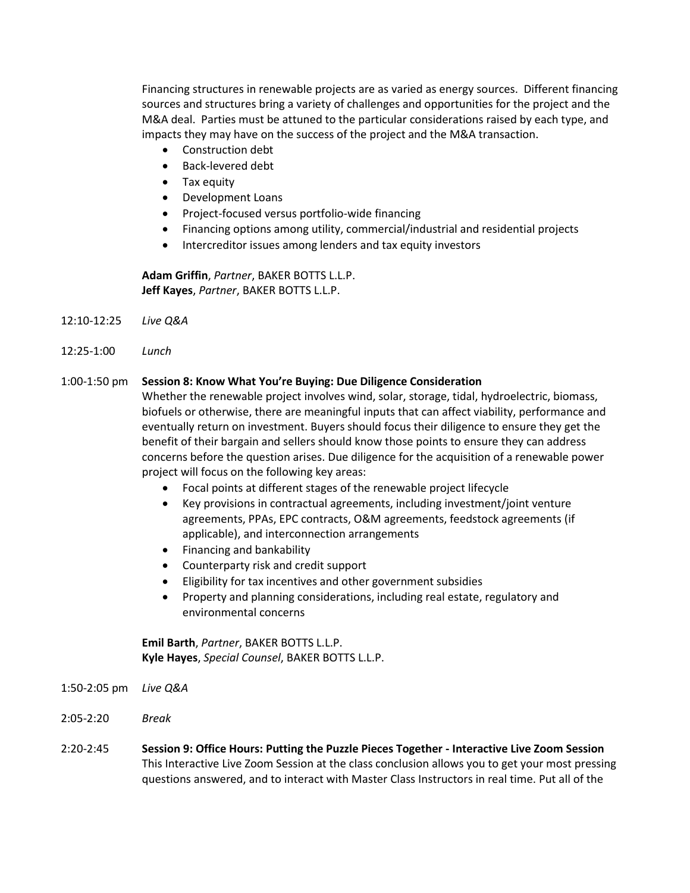Financing structures in renewable projects are as varied as energy sources. Different financing sources and structures bring a variety of challenges and opportunities for the project and the M&A deal. Parties must be attuned to the particular considerations raised by each type, and impacts they may have on the success of the project and the M&A transaction.

- Construction debt
- Back-levered debt
- Tax equity
- Development Loans
- Project-focused versus portfolio-wide financing
- Financing options among utility, commercial/industrial and residential projects
- Intercreditor issues among lenders and tax equity investors

**Adam Griffin**, *Partner*, BAKER BOTTS L.L.P.
**Jeff Kayes**, *Partner*, BAKER BOTTS L.L.P.

12:10-12:25 *Live Q&A*

12:25-1:00 *Lunch*

1:00-1:50 pm **Session 8: Know What You're Buying: Due Diligence Consideration**

Whether the renewable project involves wind, solar, storage, tidal, hydroelectric, biomass, biofuels or otherwise, there are meaningful inputs that can affect viability, performance and eventually return on investment. Buyers should focus their diligence to ensure they get the benefit of their bargain and sellers should know those points to ensure they can address concerns before the question arises. Due diligence for the acquisition of a renewable power project will focus on the following key areas:

- Focal points at different stages of the renewable project lifecycle
- Key provisions in contractual agreements, including investment/joint venture agreements, PPAs, EPC contracts, O&M agreements, feedstock agreements (if applicable), and interconnection arrangements
- Financing and bankability
- Counterparty risk and credit support
- Eligibility for tax incentives and other government subsidies
- Property and planning considerations, including real estate, regulatory and environmental concerns

**Emil Barth**, *Partner*, BAKER BOTTS L.L.P.
**Kyle Hayes**, *Special Counsel*, BAKER BOTTS L.L.P.

1:50-2:05 pm *Live Q&A*

2:05-2:20 *Break*

2:20-2:45 **Session 9: Office Hours: Putting the Puzzle Pieces Together - Interactive Live Zoom Session**

This Interactive Live Zoom Session at the class conclusion allows you to get your most pressing questions answered, and to interact with Master Class Instructors in real time. Put all of the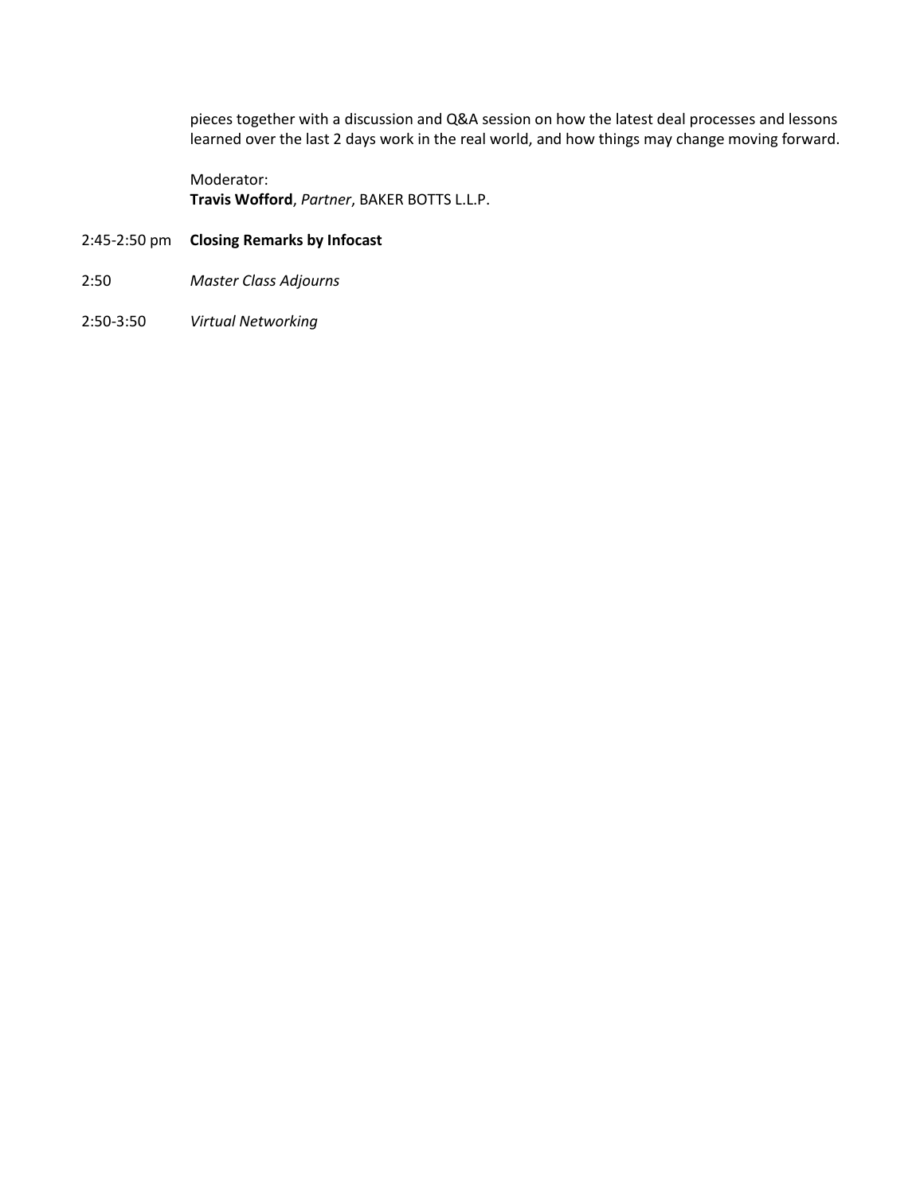pieces together with a discussion and Q&A session on how the latest deal processes and lessons learned over the last 2 days work in the real world, and how things may change moving forward.

Moderator:
**Travis Wofford**, *Partner*, BAKER BOTTS L.L.P.

2:45-2:50 pm **Closing Remarks by Infocast**

2:50 *Master Class Adjourns*

2:50-3:50 *Virtual Networking*